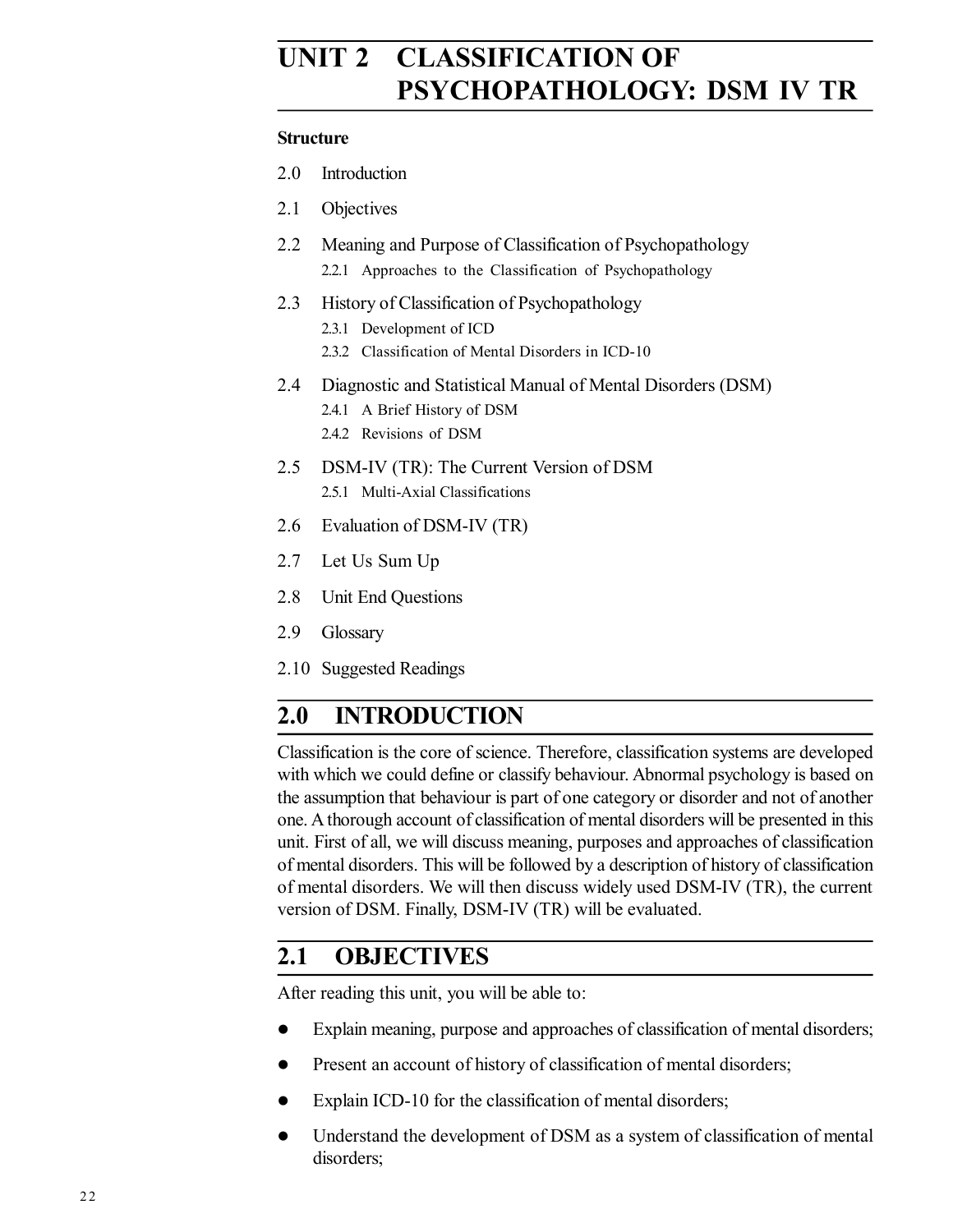# UNIT 2 CLASSIFICATION OF PSYCHOPATHOLOGY: DSM IV TR

**Structure**

2.0 Introduction

2.1 Objectives

2.2 Meaning and Purpose of Classification of Psychopathology

  2.2.1 Approaches to the Classification of Psychopathology

2.3 History of Classification of Psychopathology

  2.3.1 Development of ICD

  2.3.2 Classification of Mental Disorders in ICD-10

2.4 Diagnostic and Statistical Manual of Mental Disorders (DSM)

  2.4.1 A Brief History of DSM

  2.4.2 Revisions of DSM

2.5 DSM-IV (TR): The Current Version of DSM

  2.5.1 Multi-Axial Classifications

2.6 Evaluation of DSM-IV (TR)

2.7 Let Us Sum Up

2.8 Unit End Questions

2.9 Glossary

2.10 Suggested Readings

## 2.0 INTRODUCTION

Classification is the core of science. Therefore, classification systems are developed with which we could define or classify behaviour. Abnormal psychology is based on the assumption that behaviour is part of one category or disorder and not of another one. A thorough account of classification of mental disorders will be presented in this unit. First of all, we will discuss meaning, purposes and approaches of classification of mental disorders. This will be followed by a description of history of classification of mental disorders. We will then discuss widely used DSM-IV (TR), the current version of DSM. Finally, DSM-IV (TR) will be evaluated.

## 2.1 OBJECTIVES

After reading this unit, you will be able to:

- Explain meaning, purpose and approaches of classification of mental disorders;
- Present an account of history of classification of mental disorders;
- Explain ICD-10 for the classification of mental disorders;
- Understand the development of DSM as a system of classification of mental disorders;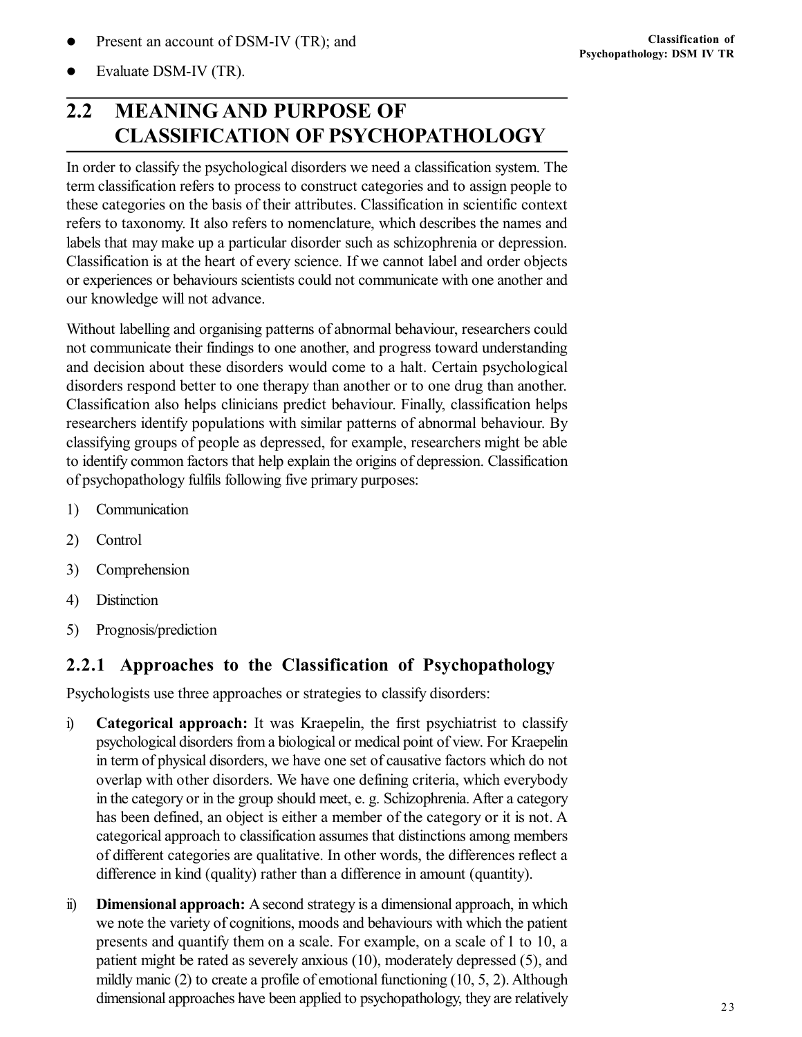- Present an account of DSM-IV (TR); and
- Evaluate DSM-IV (TR).

## 2.2 MEANING AND PURPOSE OF CLASSIFICATION OF PSYCHOPATHOLOGY

In order to classify the psychological disorders we need a classification system. The term classification refers to process to construct categories and to assign people to these categories on the basis of their attributes. Classification in scientific context refers to taxonomy. It also refers to nomenclature, which describes the names and labels that may make up a particular disorder such as schizophrenia or depression. Classification is at the heart of every science. If we cannot label and order objects or experiences or behaviours scientists could not communicate with one another and our knowledge will not advance.

Without labelling and organising patterns of abnormal behaviour, researchers could not communicate their findings to one another, and progress toward understanding and decision about these disorders would come to a halt. Certain psychological disorders respond better to one therapy than another or to one drug than another. Classification also helps clinicians predict behaviour. Finally, classification helps researchers identify populations with similar patterns of abnormal behaviour. By classifying groups of people as depressed, for example, researchers might be able to identify common factors that help explain the origins of depression. Classification of psychopathology fulfils following five primary purposes:

1) Communication
2) Control
3) Comprehension
4) Distinction
5) Prognosis/prediction

### 2.2.1 Approaches to the Classification of Psychopathology

Psychologists use three approaches or strategies to classify disorders:

i) **Categorical approach:** It was Kraepelin, the first psychiatrist to classify psychological disorders from a biological or medical point of view. For Kraepelin in term of physical disorders, we have one set of causative factors which do not overlap with other disorders. We have one defining criteria, which everybody in the category or in the group should meet, e. g. Schizophrenia. After a category has been defined, an object is either a member of the category or it is not. A categorical approach to classification assumes that distinctions among members of different categories are qualitative. In other words, the differences reflect a difference in kind (quality) rather than a difference in amount (quantity).

ii) **Dimensional approach:** A second strategy is a dimensional approach, in which we note the variety of cognitions, moods and behaviours with which the patient presents and quantify them on a scale. For example, on a scale of 1 to 10, a patient might be rated as severely anxious (10), moderately depressed (5), and mildly manic (2) to create a profile of emotional functioning (10, 5, 2). Although dimensional approaches have been applied to psychopathology, they are relatively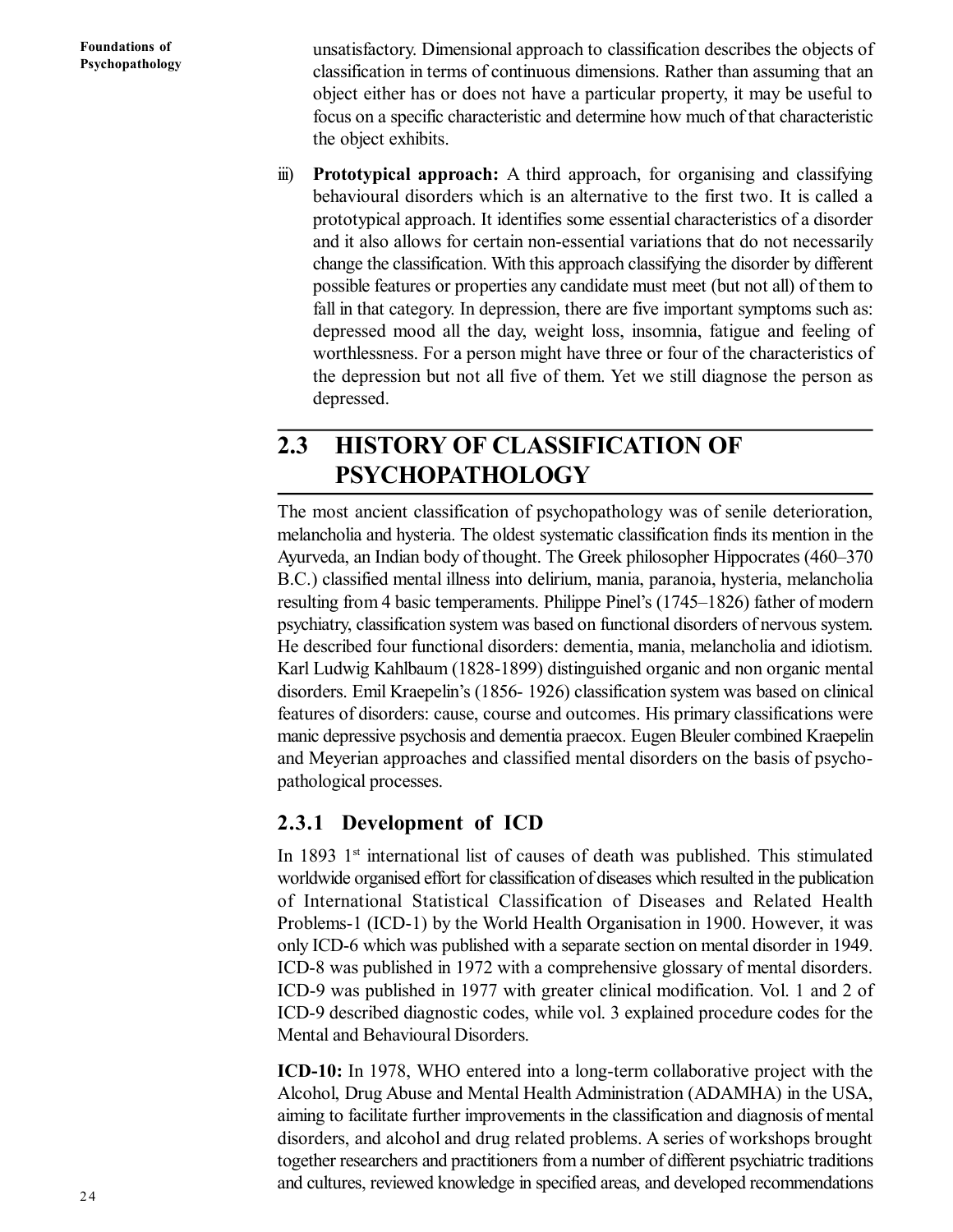unsatisfactory. Dimensional approach to classification describes the objects of classification in terms of continuous dimensions. Rather than assuming that an object either has or does not have a particular property, it may be useful to focus on a specific characteristic and determine how much of that characteristic the object exhibits.

iii) **Prototypical approach:** A third approach, for organising and classifying behavioural disorders which is an alternative to the first two. It is called a prototypical approach. It identifies some essential characteristics of a disorder and it also allows for certain non-essential variations that do not necessarily change the classification. With this approach classifying the disorder by different possible features or properties any candidate must meet (but not all) of them to fall in that category. In depression, there are five important symptoms such as: depressed mood all the day, weight loss, insomnia, fatigue and feeling of worthlessness. For a person might have three or four of the characteristics of the depression but not all five of them. Yet we still diagnose the person as depressed.

## 2.3 HISTORY OF CLASSIFICATION OF PSYCHOPATHOLOGY

The most ancient classification of psychopathology was of senile deterioration, melancholia and hysteria. The oldest systematic classification finds its mention in the Ayurveda, an Indian body of thought. The Greek philosopher Hippocrates (460–370 B.C.) classified mental illness into delirium, mania, paranoia, hysteria, melancholia resulting from 4 basic temperaments. Philippe Pinel's (1745–1826) father of modern psychiatry, classification system was based on functional disorders of nervous system. He described four functional disorders: dementia, mania, melancholia and idiotism. Karl Ludwig Kahlbaum (1828-1899) distinguished organic and non organic mental disorders. Emil Kraepelin's (1856- 1926) classification system was based on clinical features of disorders: cause, course and outcomes. His primary classifications were manic depressive psychosis and dementia praecox. Eugen Bleuler combined Kraepelin and Meyerian approaches and classified mental disorders on the basis of psycho-pathological processes.

### 2.3.1 Development of ICD

In 1893 1st international list of causes of death was published. This stimulated worldwide organised effort for classification of diseases which resulted in the publication of International Statistical Classification of Diseases and Related Health Problems-1 (ICD-1) by the World Health Organisation in 1900. However, it was only ICD-6 which was published with a separate section on mental disorder in 1949. ICD-8 was published in 1972 with a comprehensive glossary of mental disorders. ICD-9 was published in 1977 with greater clinical modification. Vol. 1 and 2 of ICD-9 described diagnostic codes, while vol. 3 explained procedure codes for the Mental and Behavioural Disorders.

**ICD-10:** In 1978, WHO entered into a long-term collaborative project with the Alcohol, Drug Abuse and Mental Health Administration (ADAMHA) in the USA, aiming to facilitate further improvements in the classification and diagnosis of mental disorders, and alcohol and drug related problems. A series of workshops brought together researchers and practitioners from a number of different psychiatric traditions and cultures, reviewed knowledge in specified areas, and developed recommendations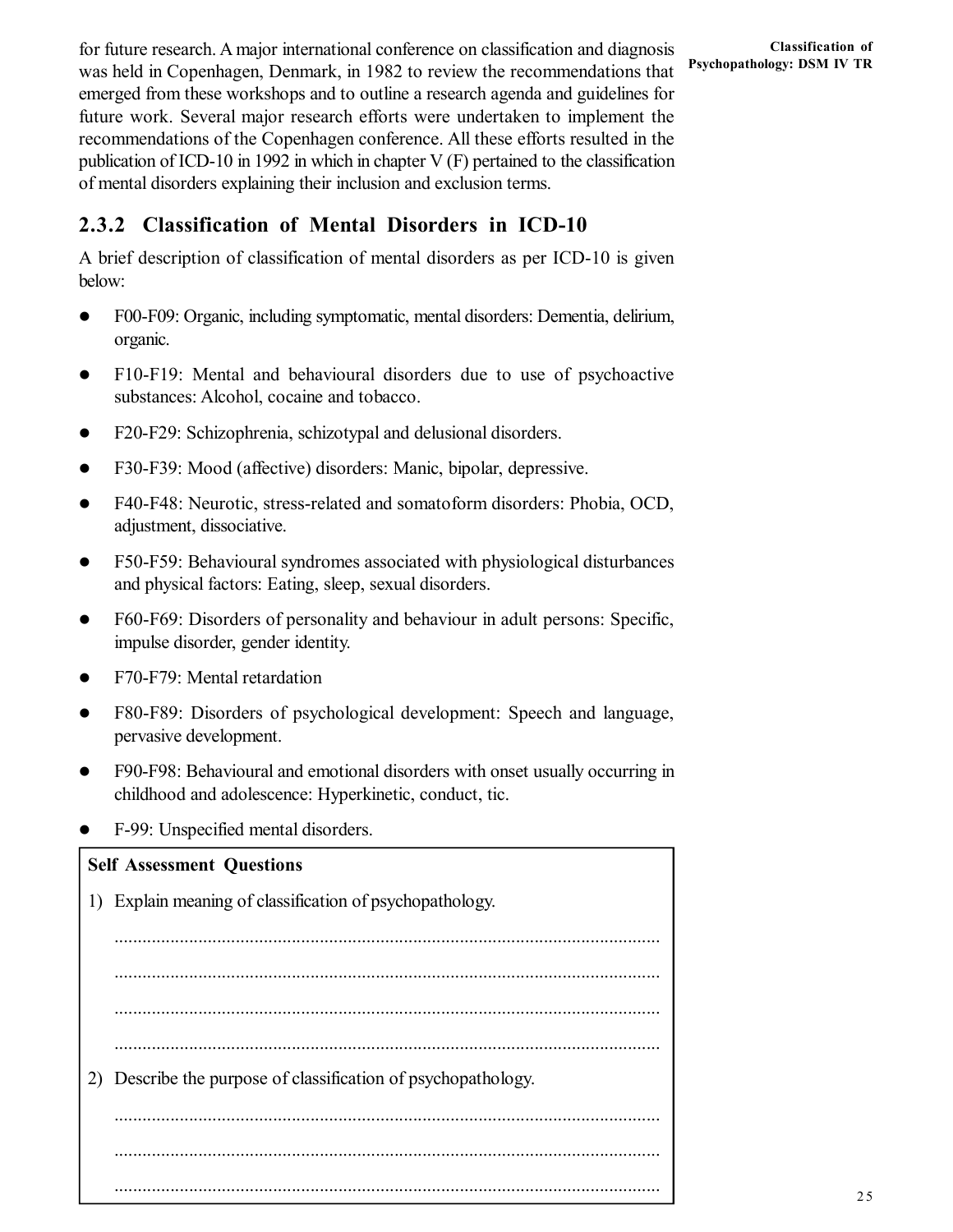for future research. A major international conference on classification and diagnosis was held in Copenhagen, Denmark, in 1982 to review the recommendations that emerged from these workshops and to outline a research agenda and guidelines for future work. Several major research efforts were undertaken to implement the recommendations of the Copenhagen conference. All these efforts resulted in the publication of ICD-10 in 1992 in which in chapter V (F) pertained to the classification of mental disorders explaining their inclusion and exclusion terms.

### 2.3.2 Classification of Mental Disorders in ICD-10

A brief description of classification of mental disorders as per ICD-10 is given below:

- F00-F09: Organic, including symptomatic, mental disorders: Dementia, delirium, organic.
- F10-F19: Mental and behavioural disorders due to use of psychoactive substances: Alcohol, cocaine and tobacco.
- F20-F29: Schizophrenia, schizotypal and delusional disorders.
- F30-F39: Mood (affective) disorders: Manic, bipolar, depressive.
- F40-F48: Neurotic, stress-related and somatoform disorders: Phobia, OCD, adjustment, dissociative.
- F50-F59: Behavioural syndromes associated with physiological disturbances and physical factors: Eating, sleep, sexual disorders.
- F60-F69: Disorders of personality and behaviour in adult persons: Specific, impulse disorder, gender identity.
- F70-F79: Mental retardation
- F80-F89: Disorders of psychological development: Speech and language, pervasive development.
- F90-F98: Behavioural and emotional disorders with onset usually occurring in childhood and adolescence: Hyperkinetic, conduct, tic.
- F-99: Unspecified mental disorders.

**Self Assessment Questions**

1) Explain meaning of classification of psychopathology.

.....................................................................................................................

.....................................................................................................................

.....................................................................................................................

.....................................................................................................................

2) Describe the purpose of classification of psychopathology.

.....................................................................................................................

.....................................................................................................................

.....................................................................................................................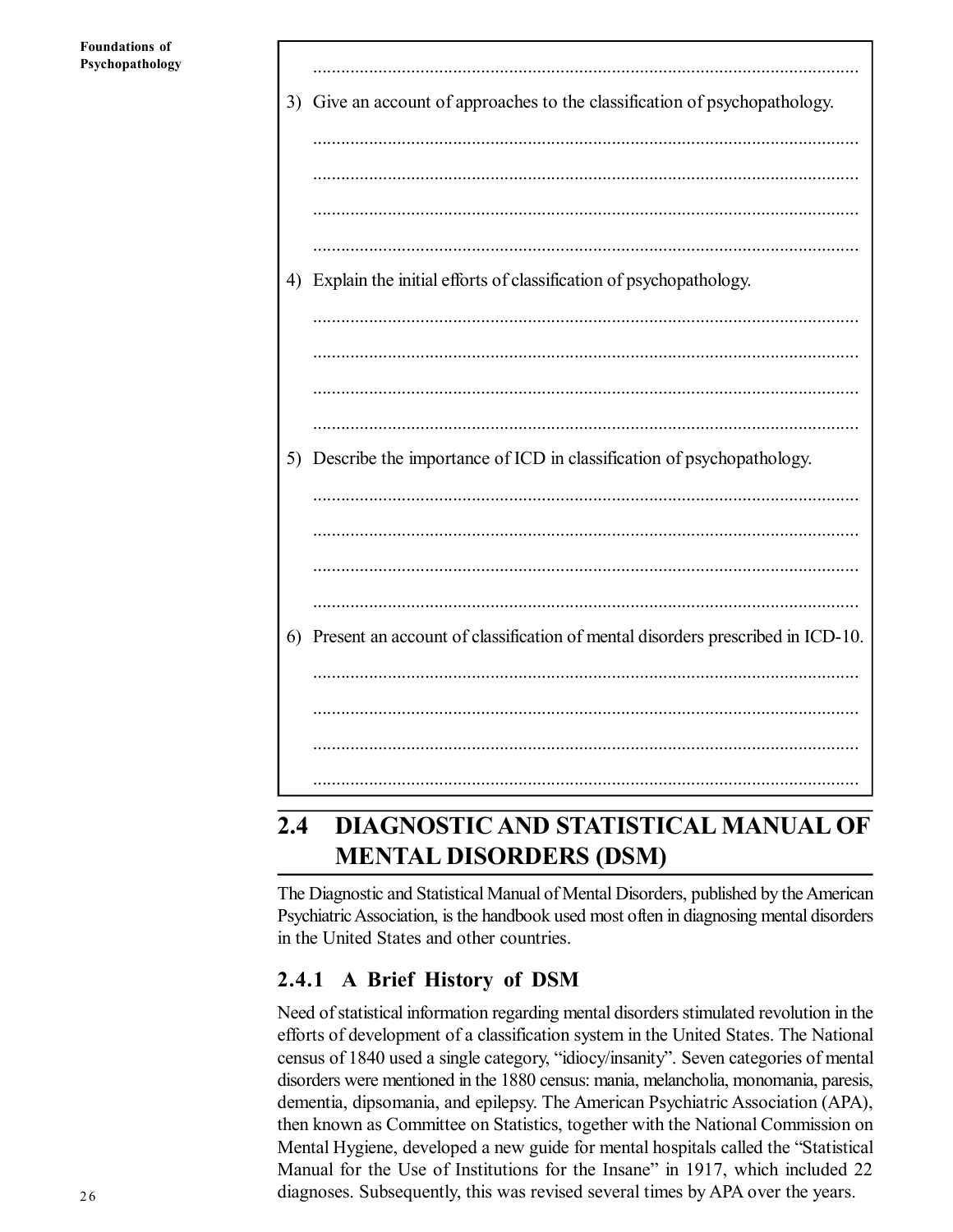.....................................................................................................................

3) Give an account of approaches to the classification of psychopathology.

.....................................................................................................................

.....................................................................................................................

.....................................................................................................................

.....................................................................................................................

4) Explain the initial efforts of classification of psychopathology.

.....................................................................................................................

.....................................................................................................................

.....................................................................................................................

.....................................................................................................................

5) Describe the importance of ICD in classification of psychopathology.

.....................................................................................................................

.....................................................................................................................

.....................................................................................................................

.....................................................................................................................

6) Present an account of classification of mental disorders prescribed in ICD-10.

.....................................................................................................................

.....................................................................................................................

.....................................................................................................................

.....................................................................................................................

## 2.4 DIAGNOSTIC AND STATISTICAL MANUAL OF MENTAL DISORDERS (DSM)

The Diagnostic and Statistical Manual of Mental Disorders, published by the American Psychiatric Association, is the handbook used most often in diagnosing mental disorders in the United States and other countries.

### 2.4.1 A Brief History of DSM

Need of statistical information regarding mental disorders stimulated revolution in the efforts of development of a classification system in the United States. The National census of 1840 used a single category, "idiocy/insanity". Seven categories of mental disorders were mentioned in the 1880 census: mania, melancholia, monomania, paresis, dementia, dipsomania, and epilepsy. The American Psychiatric Association (APA), then known as Committee on Statistics, together with the National Commission on Mental Hygiene, developed a new guide for mental hospitals called the "Statistical Manual for the Use of Institutions for the Insane" in 1917, which included 22 diagnoses. Subsequently, this was revised several times by APA over the years.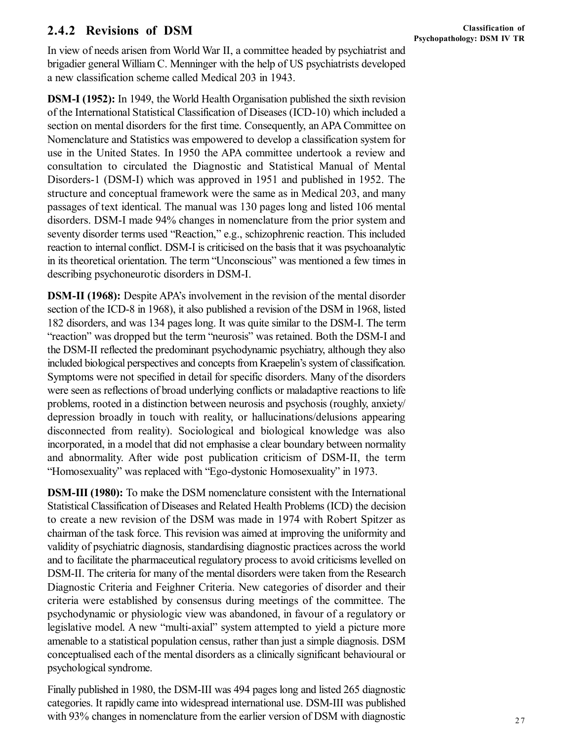### 2.4.2 Revisions of DSM

In view of needs arisen from World War II, a committee headed by psychiatrist and brigadier general William C. Menninger with the help of US psychiatrists developed a new classification scheme called Medical 203 in 1943.

**DSM-I (1952):** In 1949, the World Health Organisation published the sixth revision of the International Statistical Classification of Diseases (ICD-10) which included a section on mental disorders for the first time. Consequently, an APA Committee on Nomenclature and Statistics was empowered to develop a classification system for use in the United States. In 1950 the APA committee undertook a review and consultation to circulated the Diagnostic and Statistical Manual of Mental Disorders-1 (DSM-I) which was approved in 1951 and published in 1952. The structure and conceptual framework were the same as in Medical 203, and many passages of text identical. The manual was 130 pages long and listed 106 mental disorders. DSM-I made 94% changes in nomenclature from the prior system and seventy disorder terms used "Reaction," e.g., schizophrenic reaction. This included reaction to internal conflict. DSM-I is criticised on the basis that it was psychoanalytic in its theoretical orientation. The term "Unconscious" was mentioned a few times in describing psychoneurotic disorders in DSM-I.

**DSM-II (1968):** Despite APA's involvement in the revision of the mental disorder section of the ICD-8 in 1968), it also published a revision of the DSM in 1968, listed 182 disorders, and was 134 pages long. It was quite similar to the DSM-I. The term "reaction" was dropped but the term "neurosis" was retained. Both the DSM-I and the DSM-II reflected the predominant psychodynamic psychiatry, although they also included biological perspectives and concepts from Kraepelin's system of classification. Symptoms were not specified in detail for specific disorders. Many of the disorders were seen as reflections of broad underlying conflicts or maladaptive reactions to life problems, rooted in a distinction between neurosis and psychosis (roughly, anxiety/ depression broadly in touch with reality, or hallucinations/delusions appearing disconnected from reality). Sociological and biological knowledge was also incorporated, in a model that did not emphasise a clear boundary between normality and abnormality. After wide post publication criticism of DSM-II, the term "Homosexuality" was replaced with "Ego-dystonic Homosexuality" in 1973.

**DSM-III (1980):** To make the DSM nomenclature consistent with the International Statistical Classification of Diseases and Related Health Problems (ICD) the decision to create a new revision of the DSM was made in 1974 with Robert Spitzer as chairman of the task force. This revision was aimed at improving the uniformity and validity of psychiatric diagnosis, standardising diagnostic practices across the world and to facilitate the pharmaceutical regulatory process to avoid criticisms levelled on DSM-II. The criteria for many of the mental disorders were taken from the Research Diagnostic Criteria and Feighner Criteria. New categories of disorder and their criteria were established by consensus during meetings of the committee. The psychodynamic or physiologic view was abandoned, in favour of a regulatory or legislative model. A new "multi-axial" system attempted to yield a picture more amenable to a statistical population census, rather than just a simple diagnosis. DSM conceptualised each of the mental disorders as a clinically significant behavioural or psychological syndrome.

Finally published in 1980, the DSM-III was 494 pages long and listed 265 diagnostic categories. It rapidly came into widespread international use. DSM-III was published with 93% changes in nomenclature from the earlier version of DSM with diagnostic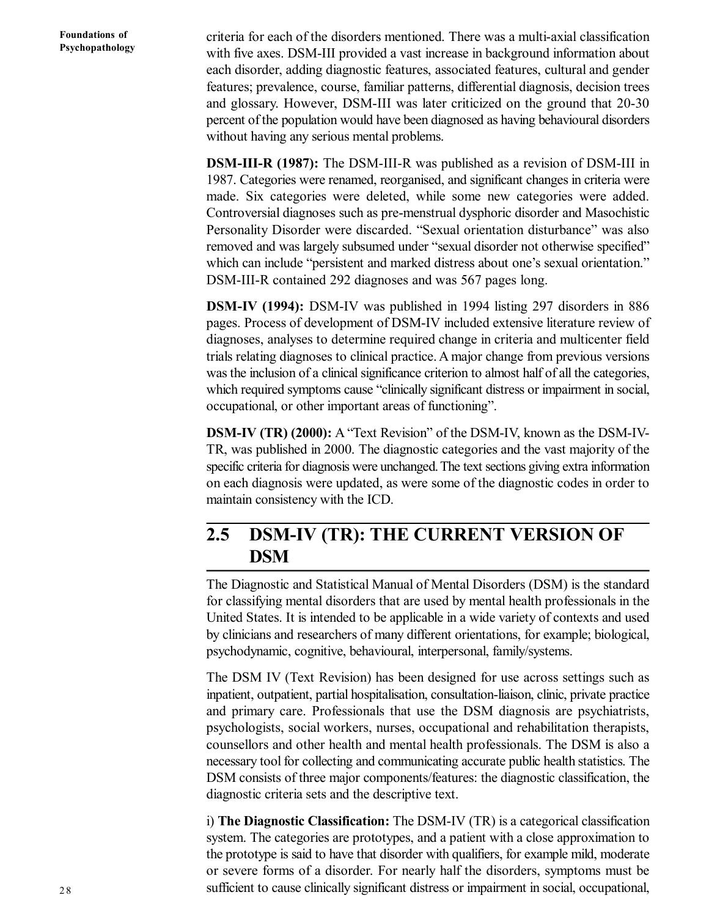criteria for each of the disorders mentioned. There was a multi-axial classification with five axes. DSM-III provided a vast increase in background information about each disorder, adding diagnostic features, associated features, cultural and gender features; prevalence, course, familiar patterns, differential diagnosis, decision trees and glossary. However, DSM-III was later criticized on the ground that 20-30 percent of the population would have been diagnosed as having behavioural disorders without having any serious mental problems.

**DSM-III-R (1987):** The DSM-III-R was published as a revision of DSM-III in 1987. Categories were renamed, reorganised, and significant changes in criteria were made. Six categories were deleted, while some new categories were added. Controversial diagnoses such as pre-menstrual dysphoric disorder and Masochistic Personality Disorder were discarded. "Sexual orientation disturbance" was also removed and was largely subsumed under "sexual disorder not otherwise specified" which can include "persistent and marked distress about one's sexual orientation." DSM-III-R contained 292 diagnoses and was 567 pages long.

**DSM-IV (1994):** DSM-IV was published in 1994 listing 297 disorders in 886 pages. Process of development of DSM-IV included extensive literature review of diagnoses, analyses to determine required change in criteria and multicenter field trials relating diagnoses to clinical practice. A major change from previous versions was the inclusion of a clinical significance criterion to almost half of all the categories, which required symptoms cause "clinically significant distress or impairment in social, occupational, or other important areas of functioning".

**DSM-IV (TR) (2000):** A "Text Revision" of the DSM-IV, known as the DSM-IV-TR, was published in 2000. The diagnostic categories and the vast majority of the specific criteria for diagnosis were unchanged. The text sections giving extra information on each diagnosis were updated, as were some of the diagnostic codes in order to maintain consistency with the ICD.

## 2.5 DSM-IV (TR): THE CURRENT VERSION OF DSM

The Diagnostic and Statistical Manual of Mental Disorders (DSM) is the standard for classifying mental disorders that are used by mental health professionals in the United States. It is intended to be applicable in a wide variety of contexts and used by clinicians and researchers of many different orientations, for example; biological, psychodynamic, cognitive, behavioural, interpersonal, family/systems.

The DSM IV (Text Revision) has been designed for use across settings such as inpatient, outpatient, partial hospitalisation, consultation-liaison, clinic, private practice and primary care. Professionals that use the DSM diagnosis are psychiatrists, psychologists, social workers, nurses, occupational and rehabilitation therapists, counsellors and other health and mental health professionals. The DSM is also a necessary tool for collecting and communicating accurate public health statistics. The DSM consists of three major components/features: the diagnostic classification, the diagnostic criteria sets and the descriptive text.

i) **The Diagnostic Classification:** The DSM-IV (TR) is a categorical classification system. The categories are prototypes, and a patient with a close approximation to the prototype is said to have that disorder with qualifiers, for example mild, moderate or severe forms of a disorder. For nearly half the disorders, symptoms must be sufficient to cause clinically significant distress or impairment in social, occupational,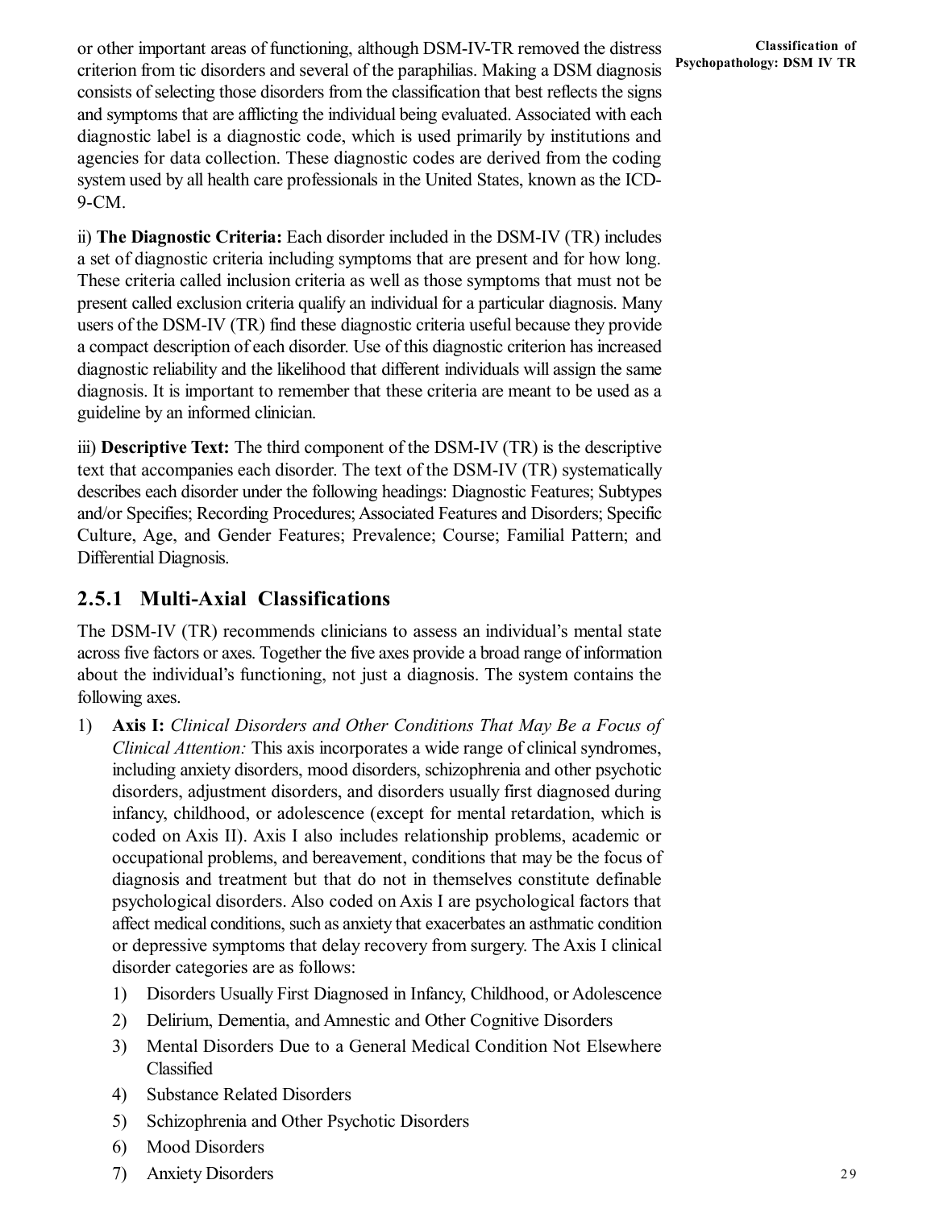or other important areas of functioning, although DSM-IV-TR removed the distress criterion from tic disorders and several of the paraphilias. Making a DSM diagnosis consists of selecting those disorders from the classification that best reflects the signs and symptoms that are afflicting the individual being evaluated. Associated with each diagnostic label is a diagnostic code, which is used primarily by institutions and agencies for data collection. These diagnostic codes are derived from the coding system used by all health care professionals in the United States, known as the ICD-9-CM.

ii) **The Diagnostic Criteria:** Each disorder included in the DSM-IV (TR) includes a set of diagnostic criteria including symptoms that are present and for how long. These criteria called inclusion criteria as well as those symptoms that must not be present called exclusion criteria qualify an individual for a particular diagnosis. Many users of the DSM-IV (TR) find these diagnostic criteria useful because they provide a compact description of each disorder. Use of this diagnostic criterion has increased diagnostic reliability and the likelihood that different individuals will assign the same diagnosis. It is important to remember that these criteria are meant to be used as a guideline by an informed clinician.

iii) **Descriptive Text:** The third component of the DSM-IV (TR) is the descriptive text that accompanies each disorder. The text of the DSM-IV (TR) systematically describes each disorder under the following headings: Diagnostic Features; Subtypes and/or Specifies; Recording Procedures; Associated Features and Disorders; Specific Culture, Age, and Gender Features; Prevalence; Course; Familial Pattern; and Differential Diagnosis.

## 2.5.1 Multi-Axial Classifications

The DSM-IV (TR) recommends clinicians to assess an individual's mental state across five factors or axes. Together the five axes provide a broad range of information about the individual's functioning, not just a diagnosis. The system contains the following axes.

1) **Axis I:** *Clinical Disorders and Other Conditions That May Be a Focus of Clinical Attention:* This axis incorporates a wide range of clinical syndromes, including anxiety disorders, mood disorders, schizophrenia and other psychotic disorders, adjustment disorders, and disorders usually first diagnosed during infancy, childhood, or adolescence (except for mental retardation, which is coded on Axis II). Axis I also includes relationship problems, academic or occupational problems, and bereavement, conditions that may be the focus of diagnosis and treatment but that do not in themselves constitute definable psychological disorders. Also coded on Axis I are psychological factors that affect medical conditions, such as anxiety that exacerbates an asthmatic condition or depressive symptoms that delay recovery from surgery. The Axis I clinical disorder categories are as follows:

   1) Disorders Usually First Diagnosed in Infancy, Childhood, or Adolescence
   2) Delirium, Dementia, and Amnestic and Other Cognitive Disorders
   3) Mental Disorders Due to a General Medical Condition Not Elsewhere Classified
   4) Substance Related Disorders
   5) Schizophrenia and Other Psychotic Disorders
   6) Mood Disorders
   7) Anxiety Disorders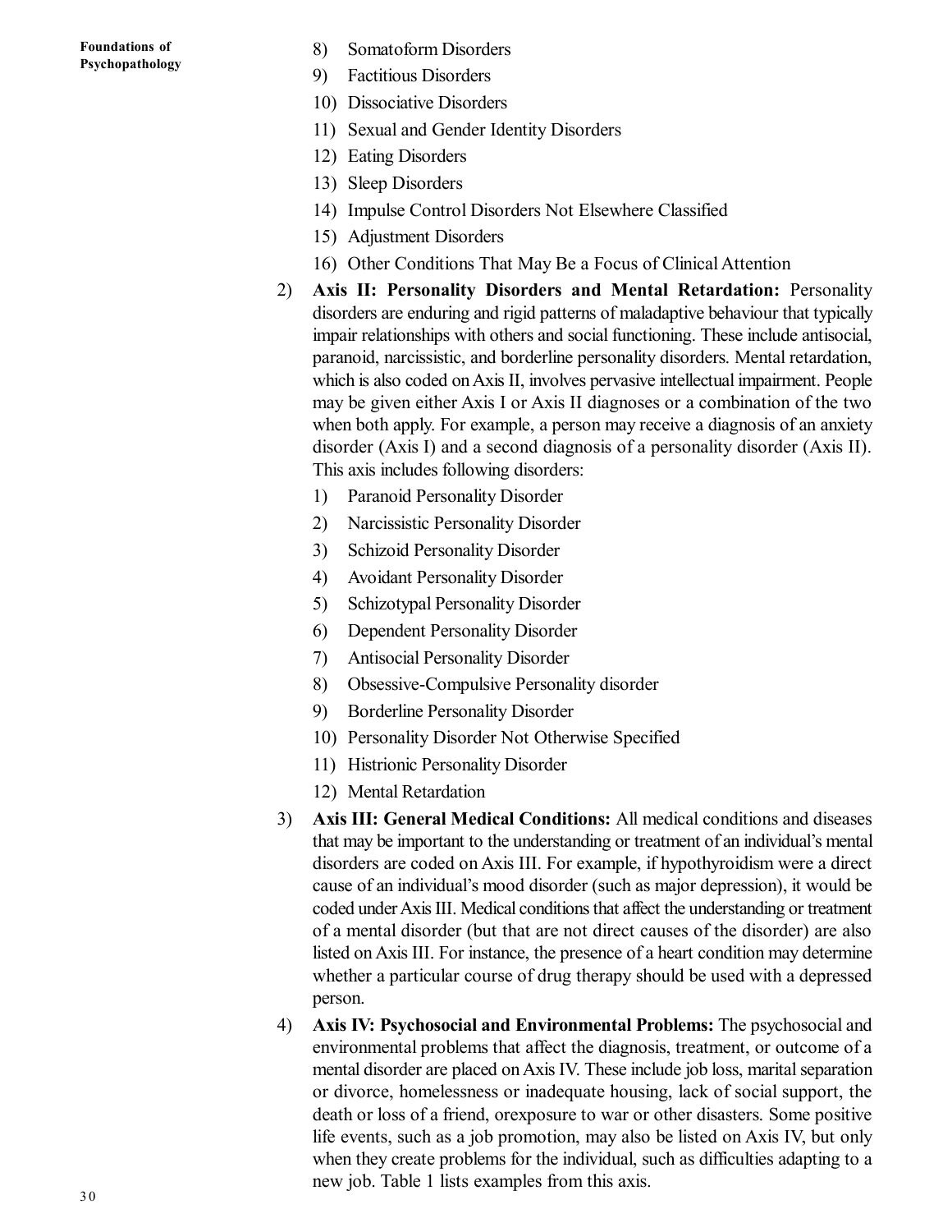8) Somatoform Disorders
9) Factitious Disorders
10) Dissociative Disorders
11) Sexual and Gender Identity Disorders
12) Eating Disorders
13) Sleep Disorders
14) Impulse Control Disorders Not Elsewhere Classified
15) Adjustment Disorders
16) Other Conditions That May Be a Focus of Clinical Attention

2) **Axis II: Personality Disorders and Mental Retardation:** Personality disorders are enduring and rigid patterns of maladaptive behaviour that typically impair relationships with others and social functioning. These include antisocial, paranoid, narcissistic, and borderline personality disorders. Mental retardation, which is also coded on Axis II, involves pervasive intellectual impairment. People may be given either Axis I or Axis II diagnoses or a combination of the two when both apply. For example, a person may receive a diagnosis of an anxiety disorder (Axis I) and a second diagnosis of a personality disorder (Axis II). This axis includes following disorders:
   1) Paranoid Personality Disorder
   2) Narcissistic Personality Disorder
   3) Schizoid Personality Disorder
   4) Avoidant Personality Disorder
   5) Schizotypal Personality Disorder
   6) Dependent Personality Disorder
   7) Antisocial Personality Disorder
   8) Obsessive-Compulsive Personality disorder
   9) Borderline Personality Disorder
   10) Personality Disorder Not Otherwise Specified
   11) Histrionic Personality Disorder
   12) Mental Retardation

3) **Axis III: General Medical Conditions:** All medical conditions and diseases that may be important to the understanding or treatment of an individual's mental disorders are coded on Axis III. For example, if hypothyroidism were a direct cause of an individual's mood disorder (such as major depression), it would be coded under Axis III. Medical conditions that affect the understanding or treatment of a mental disorder (but that are not direct causes of the disorder) are also listed on Axis III. For instance, the presence of a heart condition may determine whether a particular course of drug therapy should be used with a depressed person.

4) **Axis IV: Psychosocial and Environmental Problems:** The psychosocial and environmental problems that affect the diagnosis, treatment, or outcome of a mental disorder are placed on Axis IV. These include job loss, marital separation or divorce, homelessness or inadequate housing, lack of social support, the death or loss of a friend, orexposure to war or other disasters. Some positive life events, such as a job promotion, may also be listed on Axis IV, but only when they create problems for the individual, such as difficulties adapting to a new job. Table 1 lists examples from this axis.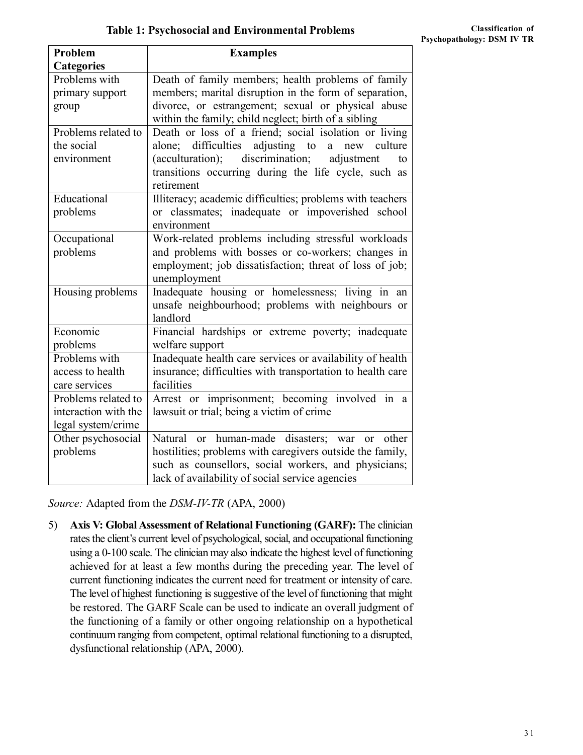**Table 1: Psychosocial and Environmental Problems**

| Problem Categories | Examples |
|---|---|
| Problems with primary support group | Death of family members; health problems of family members; marital disruption in the form of separation, divorce, or estrangement; sexual or physical abuse within the family; child neglect; birth of a sibling |
| Problems related to the social environment | Death or loss of a friend; social isolation or living alone; difficulties adjusting to a new culture (acculturation); discrimination; adjustment to transitions occurring during the life cycle, such as retirement |
| Educational problems | Illiteracy; academic difficulties; problems with teachers or classmates; inadequate or impoverished school environment |
| Occupational problems | Work-related problems including stressful workloads and problems with bosses or co-workers; changes in employment; job dissatisfaction; threat of loss of job; unemployment |
| Housing problems | Inadequate housing or homelessness; living in an unsafe neighbourhood; problems with neighbours or landlord |
| Economic problems | Financial hardships or extreme poverty; inadequate welfare support |
| Problems with access to health care services | Inadequate health care services or availability of health insurance; difficulties with transportation to health care facilities |
| Problems related to interaction with the legal system/crime | Arrest or imprisonment; becoming involved in a lawsuit or trial; being a victim of crime |
| Other psychosocial problems | Natural or human-made disasters; war or other hostilities; problems with caregivers outside the family, such as counsellors, social workers, and physicians; lack of availability of social service agencies |

*Source:* Adapted from the *DSM-IV-TR* (APA, 2000)

5) **Axis V: Global Assessment of Relational Functioning (GARF):** The clinician rates the client's current level of psychological, social, and occupational functioning using a 0-100 scale. The clinician may also indicate the highest level of functioning achieved for at least a few months during the preceding year. The level of current functioning indicates the current need for treatment or intensity of care. The level of highest functioning is suggestive of the level of functioning that might be restored. The GARF Scale can be used to indicate an overall judgment of the functioning of a family or other ongoing relationship on a hypothetical continuum ranging from competent, optimal relational functioning to a disrupted, dysfunctional relationship (APA, 2000).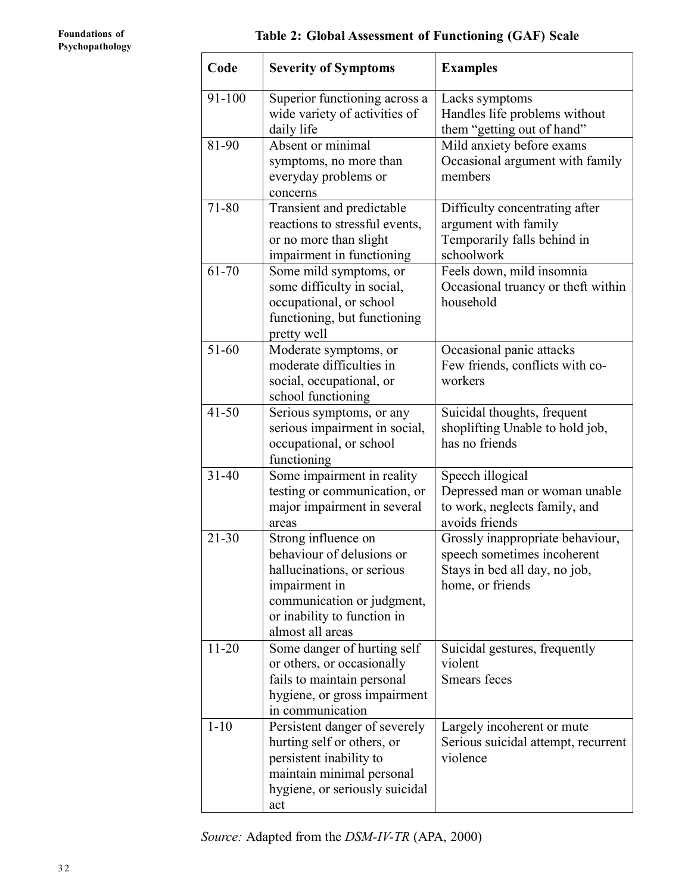**Table 2: Global Assessment of Functioning (GAF) Scale**

| Code | Severity of Symptoms | Examples |
|---|---|---|
| 91-100 | Superior functioning across a wide variety of activities of daily life | Lacks symptoms<br>Handles life problems without them "getting out of hand" |
| 81-90 | Absent or minimal symptoms, no more than everyday problems or concerns | Mild anxiety before exams<br>Occasional argument with family members |
| 71-80 | Transient and predictable reactions to stressful events, or no more than slight impairment in functioning | Difficulty concentrating after argument with family<br>Temporarily falls behind in schoolwork |
| 61-70 | Some mild symptoms, or some difficulty in social, occupational, or school functioning, but functioning pretty well | Feels down, mild insomnia<br>Occasional truancy or theft within household |
| 51-60 | Moderate symptoms, or moderate difficulties in social, occupational, or school functioning | Occasional panic attacks<br>Few friends, conflicts with co-workers |
| 41-50 | Serious symptoms, or any serious impairment in social, occupational, or school functioning | Suicidal thoughts, frequent shoplifting Unable to hold job, has no friends |
| 31-40 | Some impairment in reality testing or communication, or major impairment in several areas | Speech illogical<br>Depressed man or woman unable to work, neglects family, and avoids friends |
| 21-30 | Strong influence on behaviour of delusions or hallucinations, or serious impairment in communication or judgment, or inability to function in almost all areas | Grossly inappropriate behaviour, speech sometimes incoherent<br>Stays in bed all day, no job, home, or friends |
| 11-20 | Some danger of hurting self or others, or occasionally fails to maintain personal hygiene, or gross impairment in communication | Suicidal gestures, frequently violent<br>Smears feces |
| 1-10 | Persistent danger of severely hurting self or others, or persistent inability to maintain minimal personal hygiene, or seriously suicidal act | Largely incoherent or mute<br>Serious suicidal attempt, recurrent violence |

*Source:* Adapted from the *DSM-IV-TR* (APA, 2000)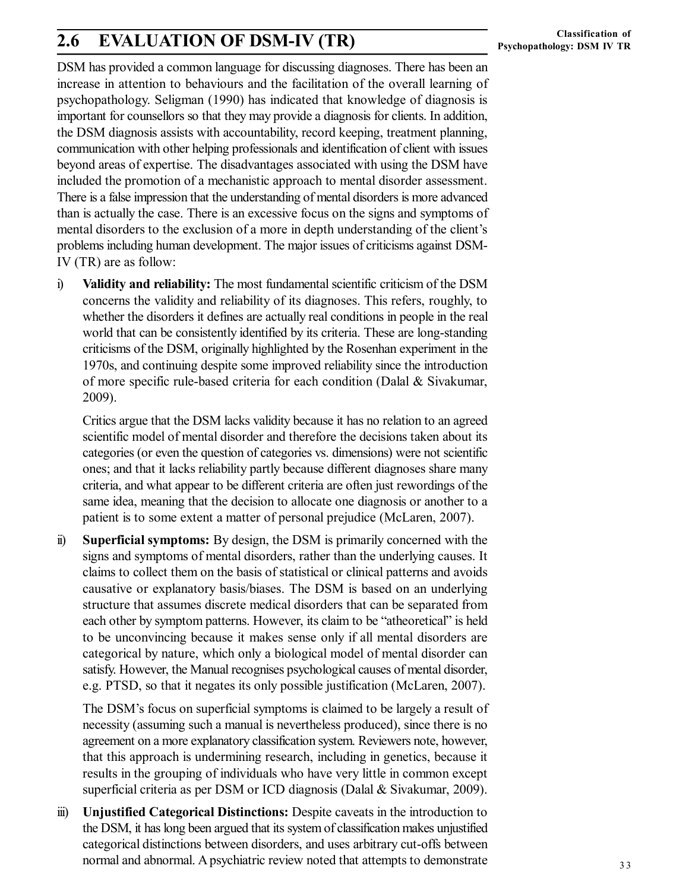## 2.6 EVALUATION OF DSM-IV (TR)

DSM has provided a common language for discussing diagnoses. There has been an increase in attention to behaviours and the facilitation of the overall learning of psychopathology. Seligman (1990) has indicated that knowledge of diagnosis is important for counsellors so that they may provide a diagnosis for clients. In addition, the DSM diagnosis assists with accountability, record keeping, treatment planning, communication with other helping professionals and identification of client with issues beyond areas of expertise. The disadvantages associated with using the DSM have included the promotion of a mechanistic approach to mental disorder assessment. There is a false impression that the understanding of mental disorders is more advanced than is actually the case. There is an excessive focus on the signs and symptoms of mental disorders to the exclusion of a more in depth understanding of the client's problems including human development. The major issues of criticisms against DSM-IV (TR) are as follow:

i) **Validity and reliability:** The most fundamental scientific criticism of the DSM concerns the validity and reliability of its diagnoses. This refers, roughly, to whether the disorders it defines are actually real conditions in people in the real world that can be consistently identified by its criteria. These are long-standing criticisms of the DSM, originally highlighted by the Rosenhan experiment in the 1970s, and continuing despite some improved reliability since the introduction of more specific rule-based criteria for each condition (Dalal & Sivakumar, 2009).

   Critics argue that the DSM lacks validity because it has no relation to an agreed scientific model of mental disorder and therefore the decisions taken about its categories (or even the question of categories vs. dimensions) were not scientific ones; and that it lacks reliability partly because different diagnoses share many criteria, and what appear to be different criteria are often just rewordings of the same idea, meaning that the decision to allocate one diagnosis or another to a patient is to some extent a matter of personal prejudice (McLaren, 2007).

ii) **Superficial symptoms:** By design, the DSM is primarily concerned with the signs and symptoms of mental disorders, rather than the underlying causes. It claims to collect them on the basis of statistical or clinical patterns and avoids causative or explanatory basis/biases. The DSM is based on an underlying structure that assumes discrete medical disorders that can be separated from each other by symptom patterns. However, its claim to be "atheoretical" is held to be unconvincing because it makes sense only if all mental disorders are categorical by nature, which only a biological model of mental disorder can satisfy. However, the Manual recognises psychological causes of mental disorder, e.g. PTSD, so that it negates its only possible justification (McLaren, 2007).

   The DSM's focus on superficial symptoms is claimed to be largely a result of necessity (assuming such a manual is nevertheless produced), since there is no agreement on a more explanatory classification system. Reviewers note, however, that this approach is undermining research, including in genetics, because it results in the grouping of individuals who have very little in common except superficial criteria as per DSM or ICD diagnosis (Dalal & Sivakumar, 2009).

iii) **Unjustified Categorical Distinctions:** Despite caveats in the introduction to the DSM, it has long been argued that its system of classification makes unjustified categorical distinctions between disorders, and uses arbitrary cut-offs between normal and abnormal. A psychiatric review noted that attempts to demonstrate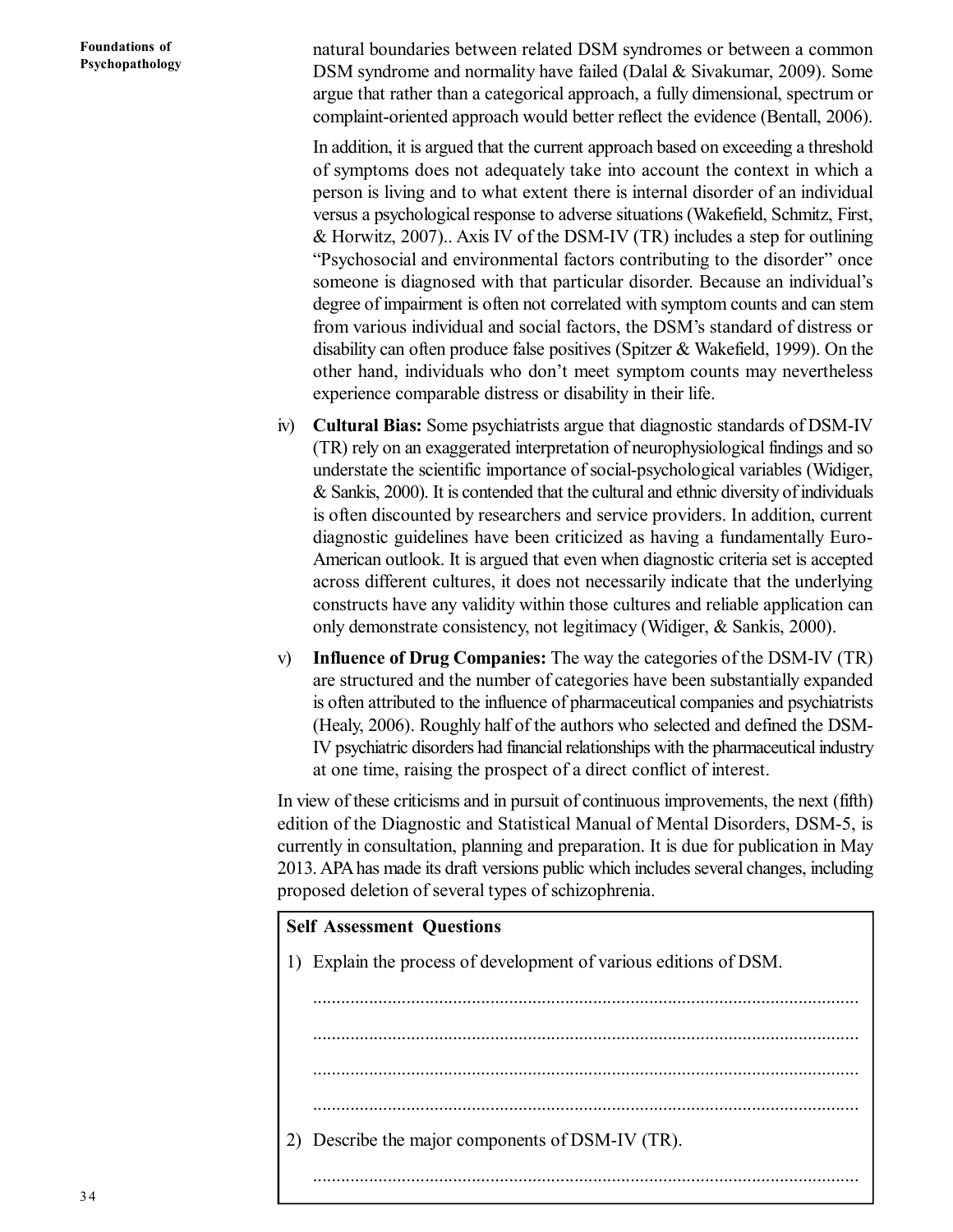natural boundaries between related DSM syndromes or between a common DSM syndrome and normality have failed (Dalal & Sivakumar, 2009). Some argue that rather than a categorical approach, a fully dimensional, spectrum or complaint-oriented approach would better reflect the evidence (Bentall, 2006).

In addition, it is argued that the current approach based on exceeding a threshold of symptoms does not adequately take into account the context in which a person is living and to what extent there is internal disorder of an individual versus a psychological response to adverse situations (Wakefield, Schmitz, First, & Horwitz, 2007).. Axis IV of the DSM-IV (TR) includes a step for outlining "Psychosocial and environmental factors contributing to the disorder" once someone is diagnosed with that particular disorder. Because an individual's degree of impairment is often not correlated with symptom counts and can stem from various individual and social factors, the DSM's standard of distress or disability can often produce false positives (Spitzer & Wakefield, 1999). On the other hand, individuals who don't meet symptom counts may nevertheless experience comparable distress or disability in their life.

iv) **Cultural Bias:** Some psychiatrists argue that diagnostic standards of DSM-IV (TR) rely on an exaggerated interpretation of neurophysiological findings and so understate the scientific importance of social-psychological variables (Widiger, & Sankis, 2000). It is contended that the cultural and ethnic diversity of individuals is often discounted by researchers and service providers. In addition, current diagnostic guidelines have been criticized as having a fundamentally Euro-American outlook. It is argued that even when diagnostic criteria set is accepted across different cultures, it does not necessarily indicate that the underlying constructs have any validity within those cultures and reliable application can only demonstrate consistency, not legitimacy (Widiger, & Sankis, 2000).

v) **Influence of Drug Companies:** The way the categories of the DSM-IV (TR) are structured and the number of categories have been substantially expanded is often attributed to the influence of pharmaceutical companies and psychiatrists (Healy, 2006). Roughly half of the authors who selected and defined the DSM-IV psychiatric disorders had financial relationships with the pharmaceutical industry at one time, raising the prospect of a direct conflict of interest.

In view of these criticisms and in pursuit of continuous improvements, the next (fifth) edition of the Diagnostic and Statistical Manual of Mental Disorders, DSM-5, is currently in consultation, planning and preparation. It is due for publication in May 2013. APA has made its draft versions public which includes several changes, including proposed deletion of several types of schizophrenia.

**Self Assessment Questions**

1) Explain the process of development of various editions of DSM.

....................................................................................................................

....................................................................................................................

....................................................................................................................

....................................................................................................................

2) Describe the major components of DSM-IV (TR).

....................................................................................................................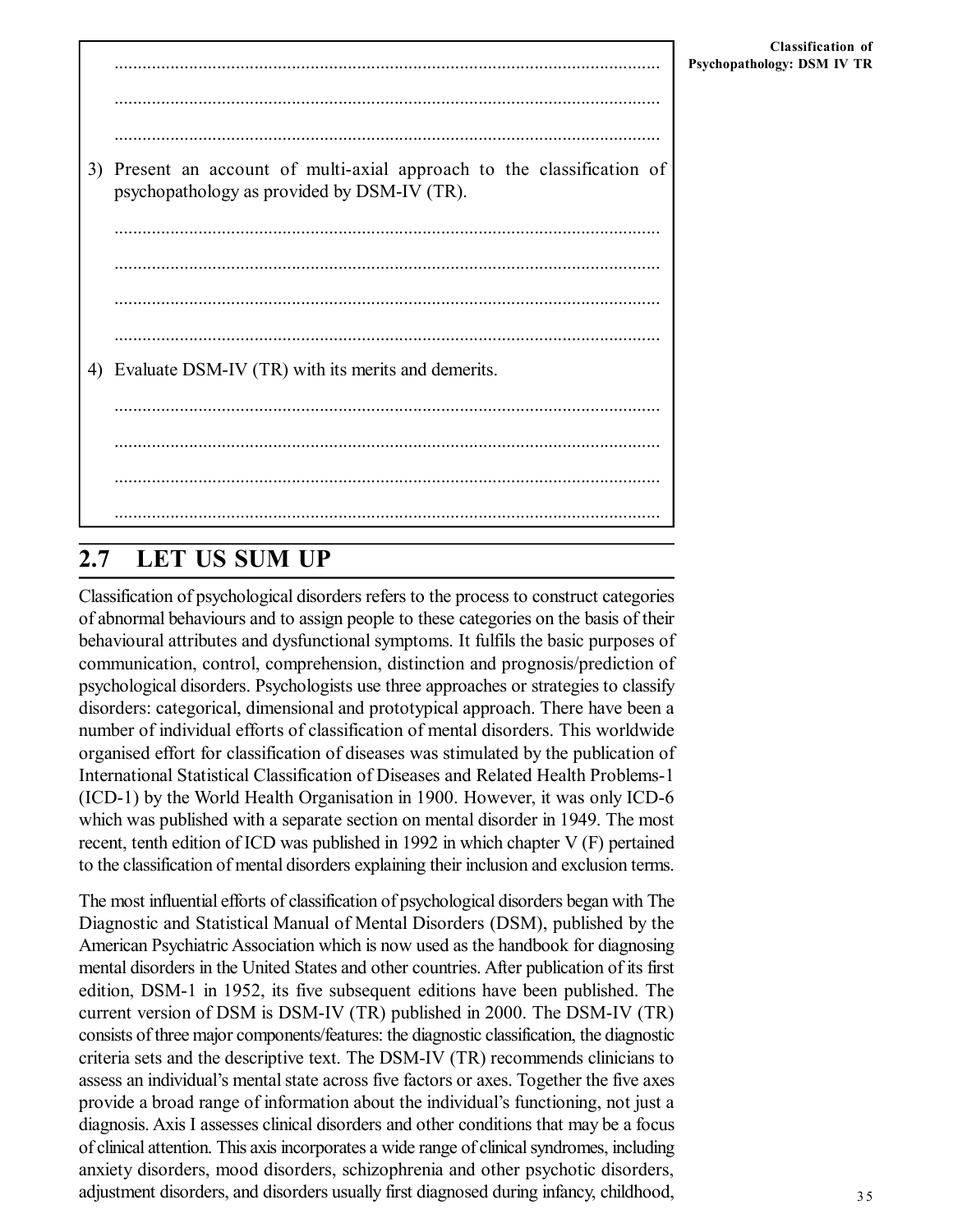......................................................................................................................

......................................................................................................................

......................................................................................................................

3) Present an account of multi-axial approach to the classification of psychopathology as provided by DSM-IV (TR).

......................................................................................................................

......................................................................................................................

......................................................................................................................

......................................................................................................................

4) Evaluate DSM-IV (TR) with its merits and demerits.

......................................................................................................................

......................................................................................................................

......................................................................................................................

......................................................................................................................

## 2.7 LET US SUM UP

Classification of psychological disorders refers to the process to construct categories of abnormal behaviours and to assign people to these categories on the basis of their behavioural attributes and dysfunctional symptoms. It fulfils the basic purposes of communication, control, comprehension, distinction and prognosis/prediction of psychological disorders. Psychologists use three approaches or strategies to classify disorders: categorical, dimensional and prototypical approach. There have been a number of individual efforts of classification of mental disorders. This worldwide organised effort for classification of diseases was stimulated by the publication of International Statistical Classification of Diseases and Related Health Problems-1 (ICD-1) by the World Health Organisation in 1900. However, it was only ICD-6 which was published with a separate section on mental disorder in 1949. The most recent, tenth edition of ICD was published in 1992 in which chapter V (F) pertained to the classification of mental disorders explaining their inclusion and exclusion terms.

The most influential efforts of classification of psychological disorders began with The Diagnostic and Statistical Manual of Mental Disorders (DSM), published by the American Psychiatric Association which is now used as the handbook for diagnosing mental disorders in the United States and other countries. After publication of its first edition, DSM-1 in 1952, its five subsequent editions have been published. The current version of DSM is DSM-IV (TR) published in 2000. The DSM-IV (TR) consists of three major components/features: the diagnostic classification, the diagnostic criteria sets and the descriptive text. The DSM-IV (TR) recommends clinicians to assess an individual's mental state across five factors or axes. Together the five axes provide a broad range of information about the individual's functioning, not just a diagnosis. Axis I assesses clinical disorders and other conditions that may be a focus of clinical attention. This axis incorporates a wide range of clinical syndromes, including anxiety disorders, mood disorders, schizophrenia and other psychotic disorders, adjustment disorders, and disorders usually first diagnosed during infancy, childhood,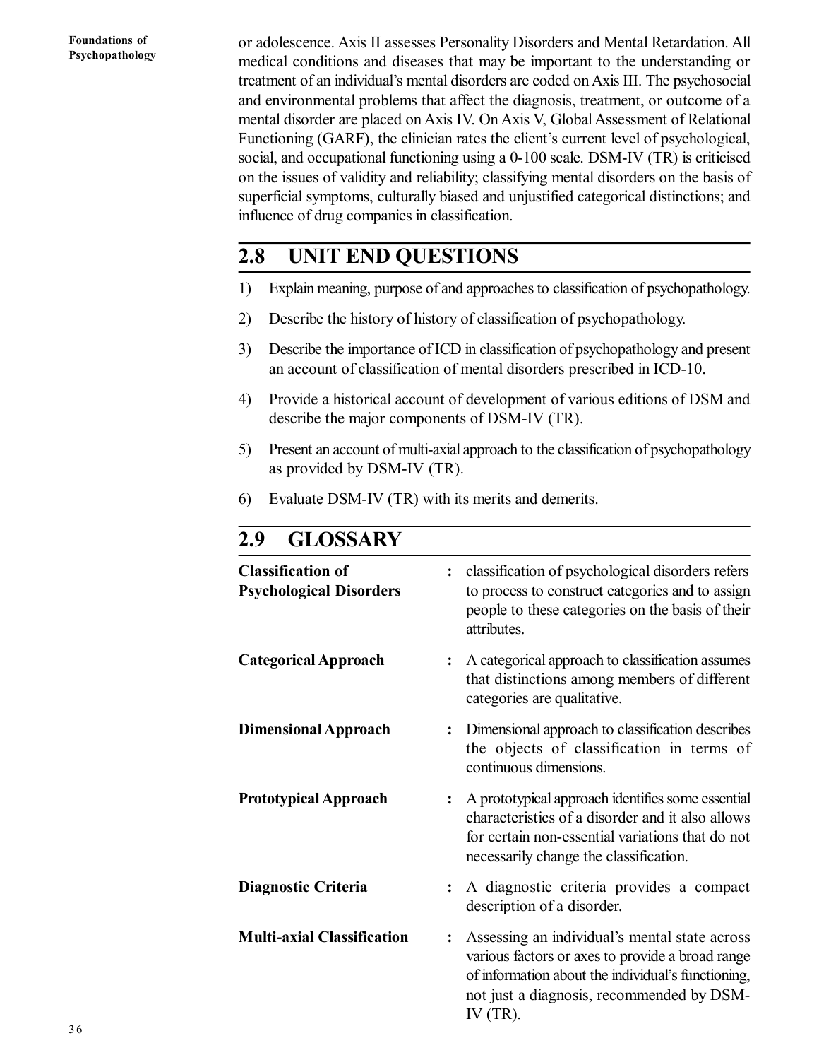or adolescence. Axis II assesses Personality Disorders and Mental Retardation. All medical conditions and diseases that may be important to the understanding or treatment of an individual's mental disorders are coded on Axis III. The psychosocial and environmental problems that affect the diagnosis, treatment, or outcome of a mental disorder are placed on Axis IV. On Axis V, Global Assessment of Relational Functioning (GARF), the clinician rates the client's current level of psychological, social, and occupational functioning using a 0-100 scale. DSM-IV (TR) is criticised on the issues of validity and reliability; classifying mental disorders on the basis of superficial symptoms, culturally biased and unjustified categorical distinctions; and influence of drug companies in classification.

## 2.8 UNIT END QUESTIONS

1) Explain meaning, purpose of and approaches to classification of psychopathology.
2) Describe the history of history of classification of psychopathology.
3) Describe the importance of ICD in classification of psychopathology and present an account of classification of mental disorders prescribed in ICD-10.
4) Provide a historical account of development of various editions of DSM and describe the major components of DSM-IV (TR).
5) Present an account of multi-axial approach to the classification of psychopathology as provided by DSM-IV (TR).
6) Evaluate DSM-IV (TR) with its merits and demerits.

## 2.9 GLOSSARY

**Classification of Psychological Disorders** : classification of psychological disorders refers to process to construct categories and to assign people to these categories on the basis of their attributes.

**Categorical Approach** : A categorical approach to classification assumes that distinctions among members of different categories are qualitative.

**Dimensional Approach** : Dimensional approach to classification describes the objects of classification in terms of continuous dimensions.

**Prototypical Approach** : A prototypical approach identifies some essential characteristics of a disorder and it also allows for certain non-essential variations that do not necessarily change the classification.

**Diagnostic Criteria** : A diagnostic criteria provides a compact description of a disorder.

**Multi-axial Classification** : Assessing an individual's mental state across various factors or axes to provide a broad range of information about the individual's functioning, not just a diagnosis, recommended by DSM-IV (TR).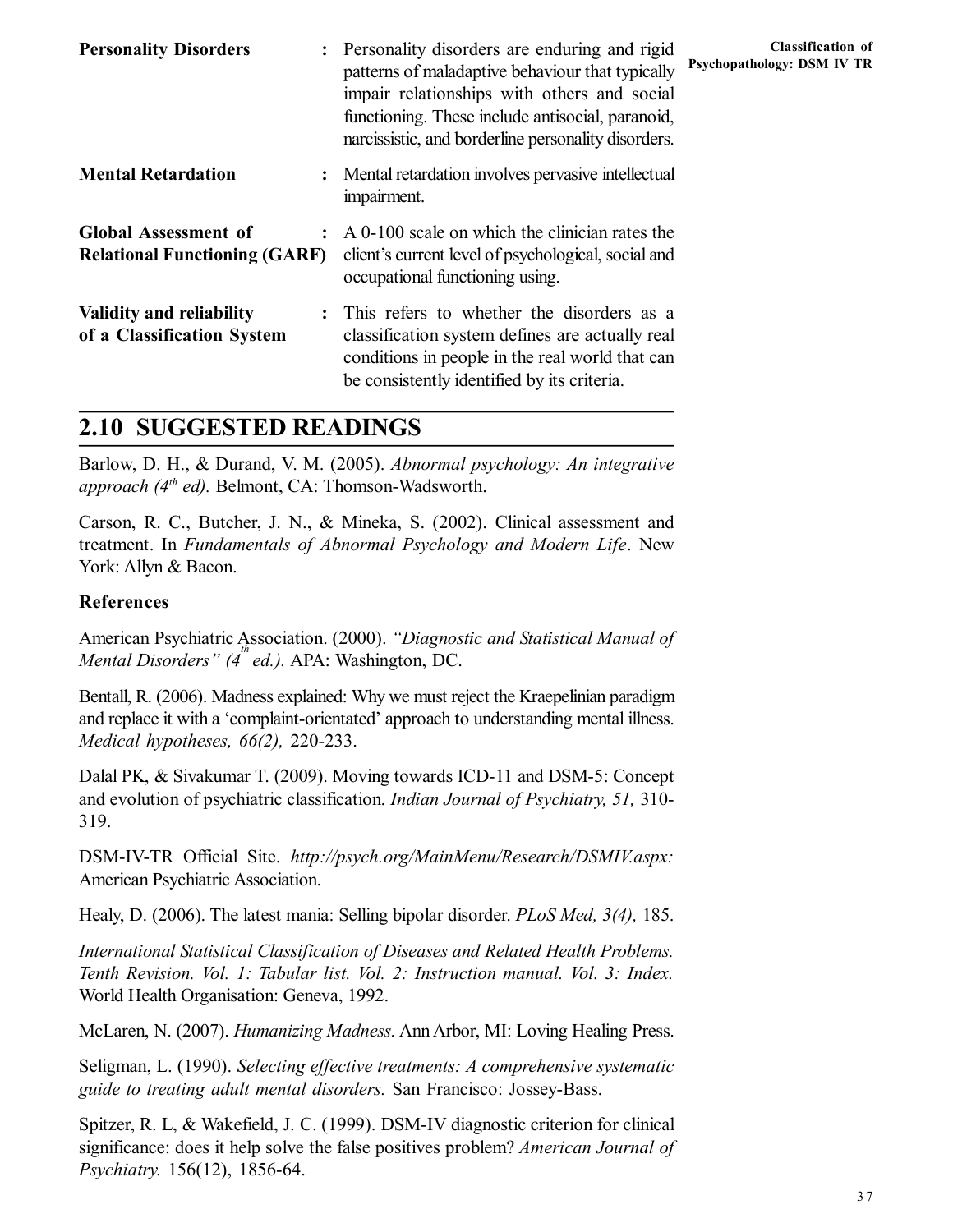**Personality Disorders** : Personality disorders are enduring and rigid patterns of maladaptive behaviour that typically impair relationships with others and social functioning. These include antisocial, paranoid, narcissistic, and borderline personality disorders.

**Mental Retardation** : Mental retardation involves pervasive intellectual impairment.

**Global Assessment of Relational Functioning (GARF)** : A 0-100 scale on which the clinician rates the client's current level of psychological, social and occupational functioning using.

**Validity and reliability of a Classification System** : This refers to whether the disorders as a classification system defines are actually real conditions in people in the real world that can be consistently identified by its criteria.

## 2.10 SUGGESTED READINGS

Barlow, D. H., & Durand, V. M. (2005). *Abnormal psychology: An integrative approach (4th ed).* Belmont, CA: Thomson-Wadsworth.

Carson, R. C., Butcher, J. N., & Mineka, S. (2002). Clinical assessment and treatment. In *Fundamentals of Abnormal Psychology and Modern Life*. New York: Allyn & Bacon.

### References

American Psychiatric Association. (2000). *"Diagnostic and Statistical Manual of Mental Disorders" (4th ed.).* APA: Washington, DC.

Bentall, R. (2006). Madness explained: Why we must reject the Kraepelinian paradigm and replace it with a 'complaint-orientated' approach to understanding mental illness. *Medical hypotheses, 66(2),* 220-233.

Dalal PK, & Sivakumar T. (2009). Moving towards ICD-11 and DSM-5: Concept and evolution of psychiatric classification. *Indian Journal of Psychiatry, 51,* 310-319.

DSM-IV-TR Official Site. *http://psych.org/MainMenu/Research/DSMIV.aspx:* American Psychiatric Association.

Healy, D. (2006). The latest mania: Selling bipolar disorder. *PLoS Med, 3(4),* 185.

*International Statistical Classification of Diseases and Related Health Problems. Tenth Revision. Vol. 1: Tabular list. Vol. 2: Instruction manual. Vol. 3: Index.* World Health Organisation: Geneva, 1992.

McLaren, N. (2007). *Humanizing Madness.* Ann Arbor, MI: Loving Healing Press.

Seligman, L. (1990). *Selecting effective treatments: A comprehensive systematic guide to treating adult mental disorders.* San Francisco: Jossey-Bass.

Spitzer, R. L, & Wakefield, J. C. (1999). DSM-IV diagnostic criterion for clinical significance: does it help solve the false positives problem? *American Journal of Psychiatry.* 156(12), 1856-64.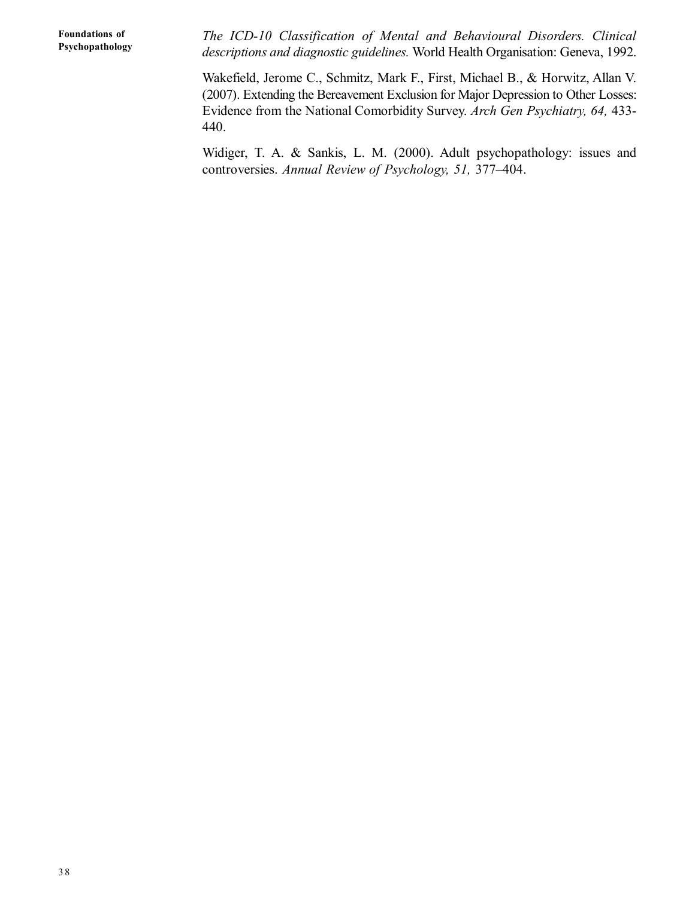*The ICD-10 Classification of Mental and Behavioural Disorders. Clinical descriptions and diagnostic guidelines.* World Health Organisation: Geneva, 1992.

Wakefield, Jerome C., Schmitz, Mark F., First, Michael B., & Horwitz, Allan V. (2007). Extending the Bereavement Exclusion for Major Depression to Other Losses: Evidence from the National Comorbidity Survey. *Arch Gen Psychiatry, 64,* 433-440.

Widiger, T. A. & Sankis, L. M. (2000). Adult psychopathology: issues and controversies. *Annual Review of Psychology, 51,* 377–404.